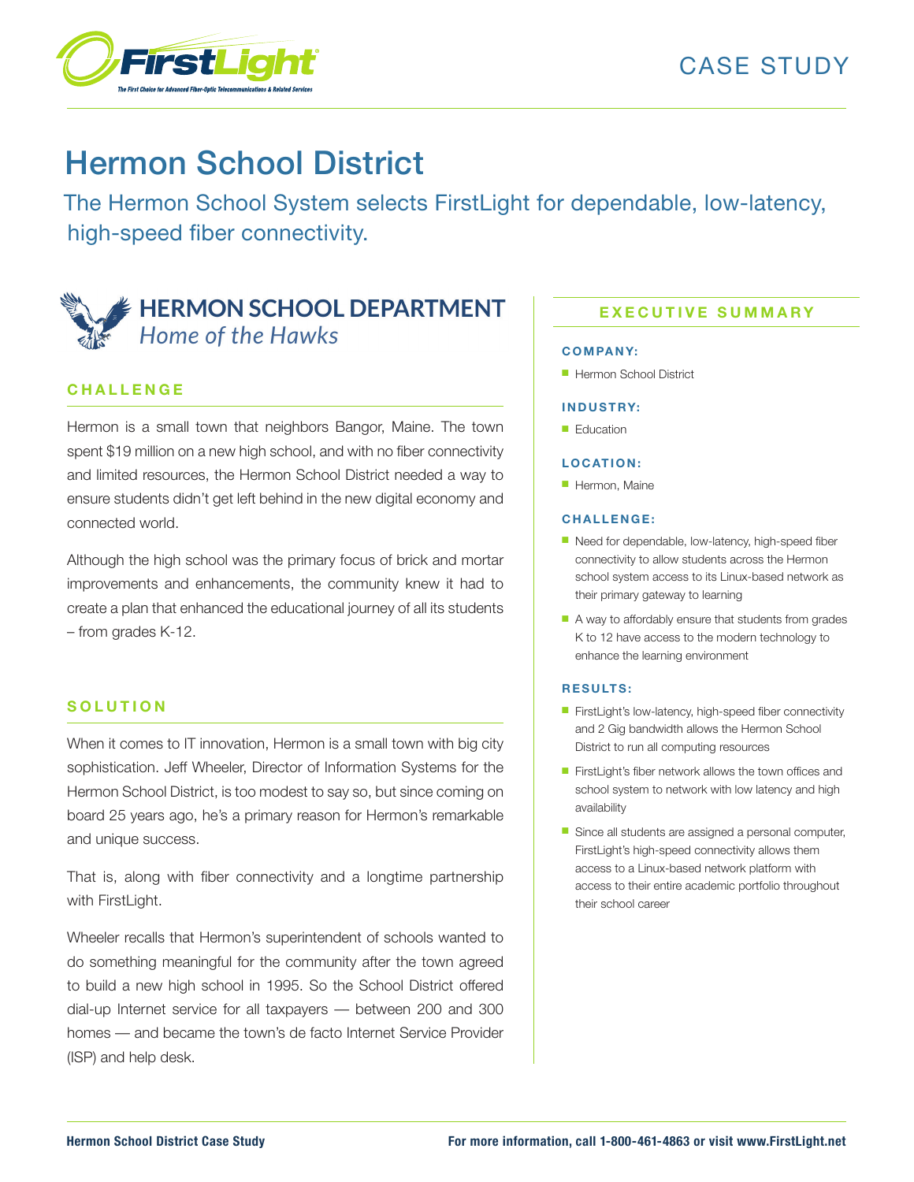CASE STUDY

# Hermon School District

## The Hermon School System selects FirstLight for dependable, low-latency, high-speed fiber connectivity.

**HERMON SCHOOL DEPARTMENT**
*Home of the Hawks*

### CHALLENGE

Hermon is a small town that neighbors Bangor, Maine. The town spent $19 million on a new high school, and with no fiber connectivity and limited resources, the Hermon School District needed a way to ensure students didn't get left behind in the new digital economy and connected world.

Although the high school was the primary focus of brick and mortar improvements and enhancements, the community knew it had to create a plan that enhanced the educational journey of all its students – from grades K-12.

### SOLUTION

When it comes to IT innovation, Hermon is a small town with big city sophistication. Jeff Wheeler, Director of Information Systems for the Hermon School District, is too modest to say so, but since coming on board 25 years ago, he's a primary reason for Hermon's remarkable and unique success.

That is, along with fiber connectivity and a longtime partnership with FirstLight.

Wheeler recalls that Hermon's superintendent of schools wanted to do something meaningful for the community after the town agreed to build a new high school in 1995. So the School District offered dial-up Internet service for all taxpayers — between 200 and 300 homes — and became the town's de facto Internet Service Provider (ISP) and help desk.

### EXECUTIVE SUMMARY

**COMPANY:**

- Hermon School District

**INDUSTRY:**

- Education

**LOCATION:**

- Hermon, Maine

**CHALLENGE:**

- Need for dependable, low-latency, high-speed fiber connectivity to allow students across the Hermon school system access to its Linux-based network as their primary gateway to learning
- A way to affordably ensure that students from grades K to 12 have access to the modern technology to enhance the learning environment

**RESULTS:**

- FirstLight's low-latency, high-speed fiber connectivity and 2 Gig bandwidth allows the Hermon School District to run all computing resources
- FirstLight's fiber network allows the town offices and school system to network with low latency and high availability
- Since all students are assigned a personal computer, FirstLight's high-speed connectivity allows them access to a Linux-based network platform with access to their entire academic portfolio throughout their school career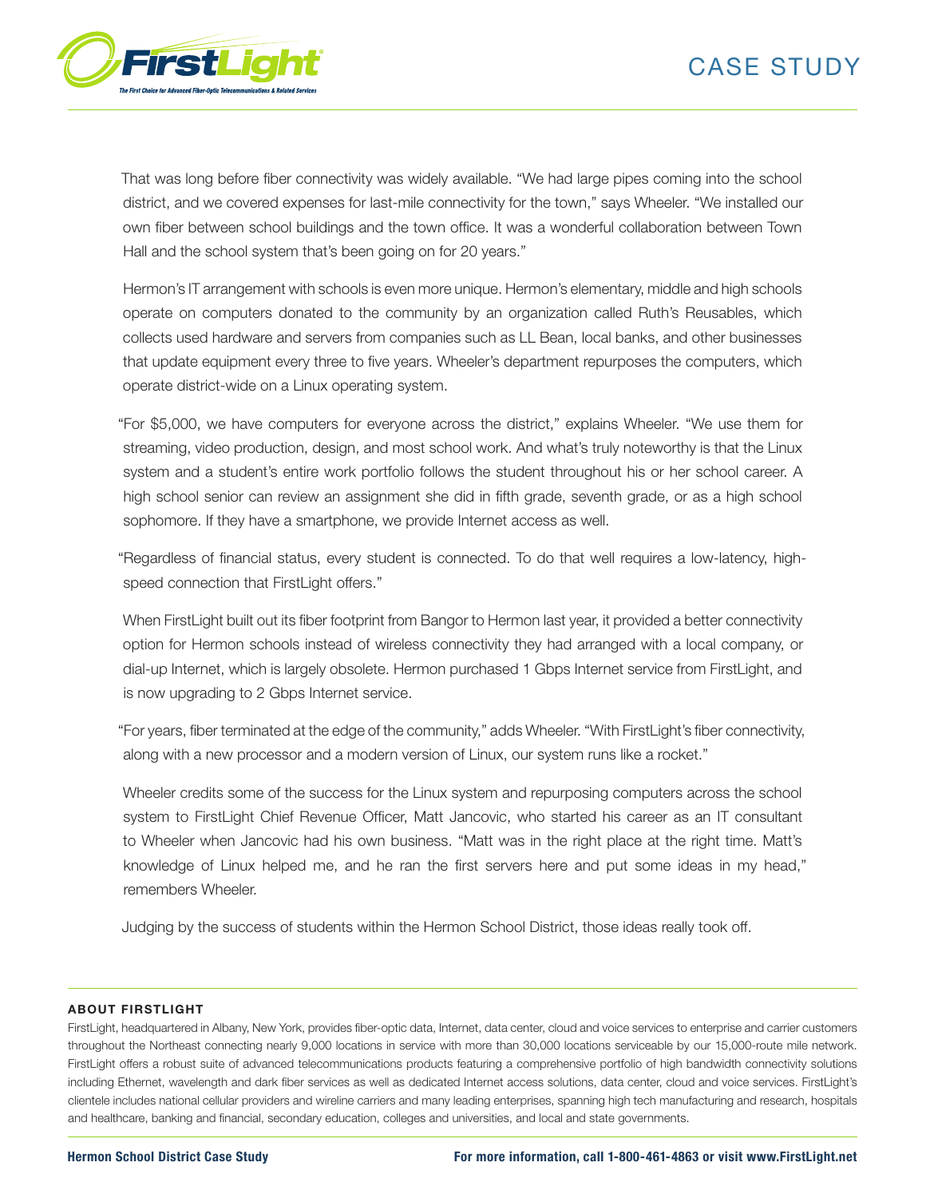That was long before fiber connectivity was widely available. "We had large pipes coming into the school district, and we covered expenses for last-mile connectivity for the town," says Wheeler. "We installed our own fiber between school buildings and the town office. It was a wonderful collaboration between Town Hall and the school system that's been going on for 20 years."

Hermon's IT arrangement with schools is even more unique. Hermon's elementary, middle and high schools operate on computers donated to the community by an organization called Ruth's Reusables, which collects used hardware and servers from companies such as LL Bean, local banks, and other businesses that update equipment every three to five years. Wheeler's department repurposes the computers, which operate district-wide on a Linux operating system.

"For $5,000, we have computers for everyone across the district," explains Wheeler. "We use them for streaming, video production, design, and most school work. And what's truly noteworthy is that the Linux system and a student's entire work portfolio follows the student throughout his or her school career. A high school senior can review an assignment she did in fifth grade, seventh grade, or as a high school sophomore. If they have a smartphone, we provide Internet access as well.

"Regardless of financial status, every student is connected. To do that well requires a low-latency, high-speed connection that FirstLight offers."

When FirstLight built out its fiber footprint from Bangor to Hermon last year, it provided a better connectivity option for Hermon schools instead of wireless connectivity they had arranged with a local company, or dial-up Internet, which is largely obsolete. Hermon purchased 1 Gbps Internet service from FirstLight, and is now upgrading to 2 Gbps Internet service.

"For years, fiber terminated at the edge of the community," adds Wheeler. "With FirstLight's fiber connectivity, along with a new processor and a modern version of Linux, our system runs like a rocket."

Wheeler credits some of the success for the Linux system and repurposing computers across the school system to FirstLight Chief Revenue Officer, Matt Jancovic, who started his career as an IT consultant to Wheeler when Jancovic had his own business. "Matt was in the right place at the right time. Matt's knowledge of Linux helped me, and he ran the first servers here and put some ideas in my head," remembers Wheeler.

Judging by the success of students within the Hermon School District, those ideas really took off.

**ABOUT FIRSTLIGHT**

FirstLight, headquartered in Albany, New York, provides fiber-optic data, Internet, data center, cloud and voice services to enterprise and carrier customers throughout the Northeast connecting nearly 9,000 locations in service with more than 30,000 locations serviceable by our 15,000-route mile network. FirstLight offers a robust suite of advanced telecommunications products featuring a comprehensive portfolio of high bandwidth connectivity solutions including Ethernet, wavelength and dark fiber services as well as dedicated Internet access solutions, data center, cloud and voice services. FirstLight's clientele includes national cellular providers and wireline carriers and many leading enterprises, spanning high tech manufacturing and research, hospitals and healthcare, banking and financial, secondary education, colleges and universities, and local and state governments.

**For more information, call 1-800-461-4863 or visit www.FirstLight.net**